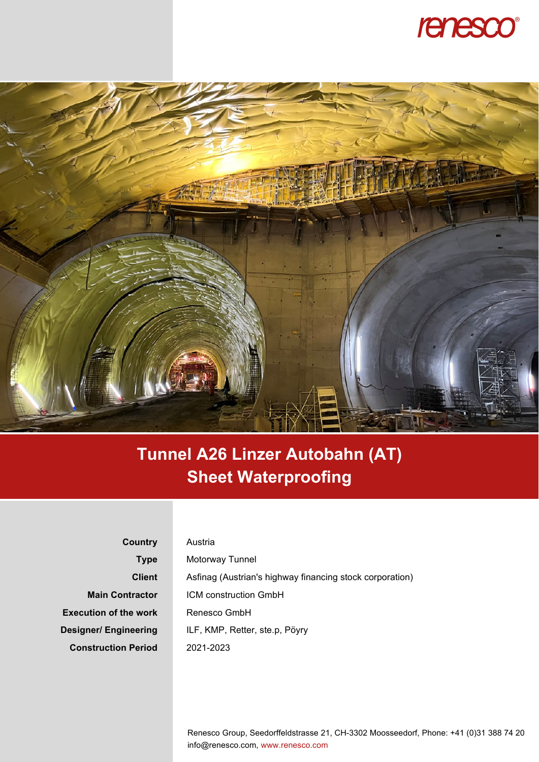# Tunnel A26 Linzer Autobahn (AT)
## Sheet Waterproofing

| | |
|---|---|
| **Country** | Austria |
| **Type** | Motorway Tunnel |
| **Client** | Asfinag (Austrian's highway financing stock corporation) |
| **Main Contractor** | ICM construction GmbH |
| **Execution of the work** | Renesco GmbH |
| **Designer/ Engineering** | ILF, KMP, Retter, ste.p, Pöyry |
| **Construction Period** | 2021-2023 |

Renesco Group, Seedorffeldstrasse 21, CH-3302 Moosseedorf, Phone: +41 (0)31 388 74 20
info@renesco.com, www.renesco.com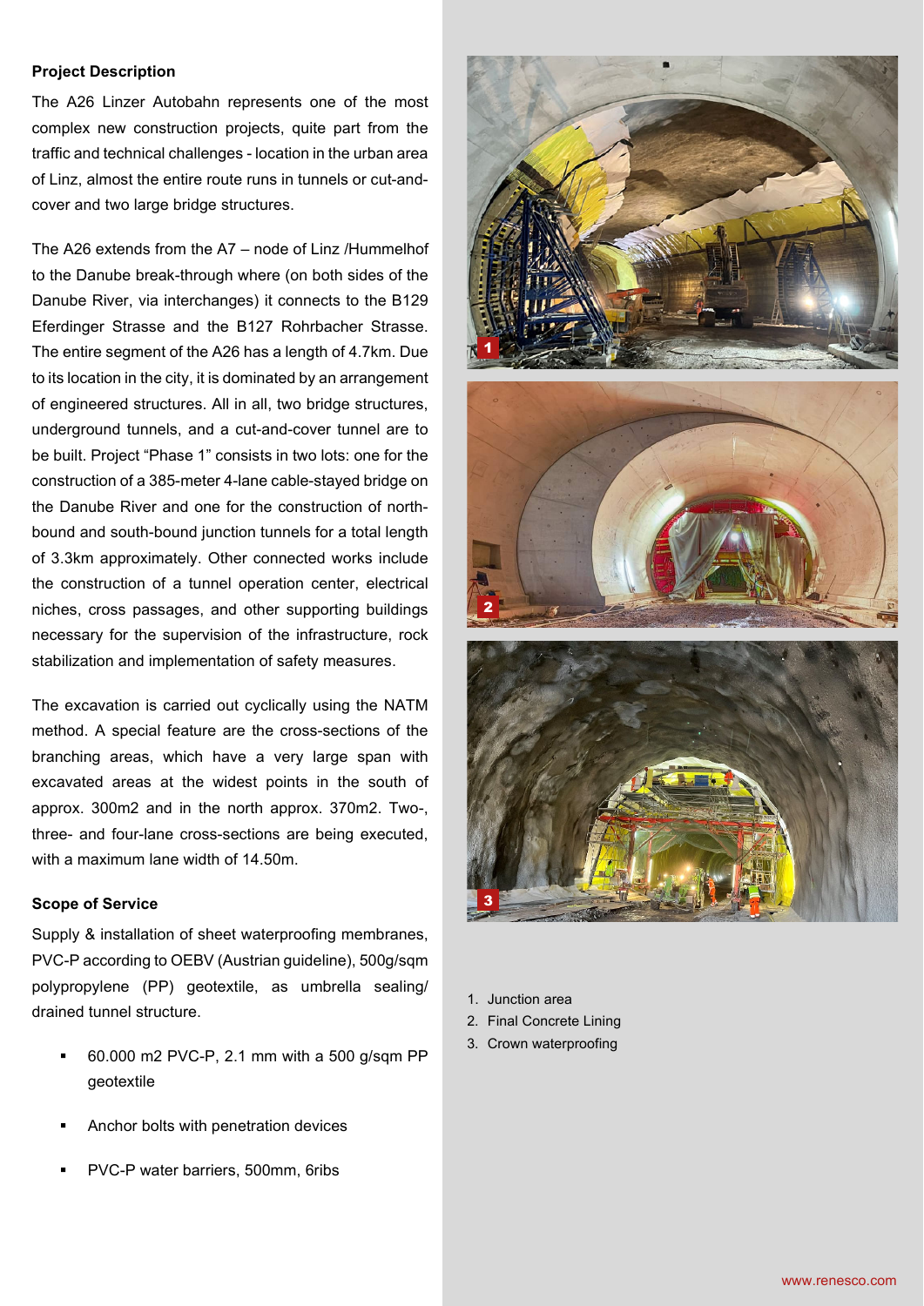## Project Description

The A26 Linzer Autobahn represents one of the most complex new construction projects, quite part from the traffic and technical challenges - location in the urban area of Linz, almost the entire route runs in tunnels or cut-and-cover and two large bridge structures.

The A26 extends from the A7 – node of Linz /Hummelhof to the Danube break-through where (on both sides of the Danube River, via interchanges) it connects to the B129 Eferdinger Strasse and the B127 Rohrbacher Strasse. The entire segment of the A26 has a length of 4.7km. Due to its location in the city, it is dominated by an arrangement of engineered structures. All in all, two bridge structures, underground tunnels, and a cut-and-cover tunnel are to be built. Project "Phase 1" consists in two lots: one for the construction of a 385-meter 4-lane cable-stayed bridge on the Danube River and one for the construction of north-bound and south-bound junction tunnels for a total length of 3.3km approximately. Other connected works include the construction of a tunnel operation center, electrical niches, cross passages, and other supporting buildings necessary for the supervision of the infrastructure, rock stabilization and implementation of safety measures.

The excavation is carried out cyclically using the NATM method. A special feature are the cross-sections of the branching areas, which have a very large span with excavated areas at the widest points in the south of approx. 300m2 and in the north approx. 370m2. Two-, three- and four-lane cross-sections are being executed, with a maximum lane width of 14.50m.

## Scope of Service

Supply & installation of sheet waterproofing membranes, PVC-P according to OEBV (Austrian guideline), 500g/sqm polypropylene (PP) geotextile, as umbrella sealing/ drained tunnel structure.

- 60.000 m2 PVC-P, 2.1 mm with a 500 g/sqm PP geotextile
- Anchor bolts with penetration devices
- PVC-P water barriers, 500mm, 6ribs

1. Junction area
2. Final Concrete Lining
3. Crown waterproofing